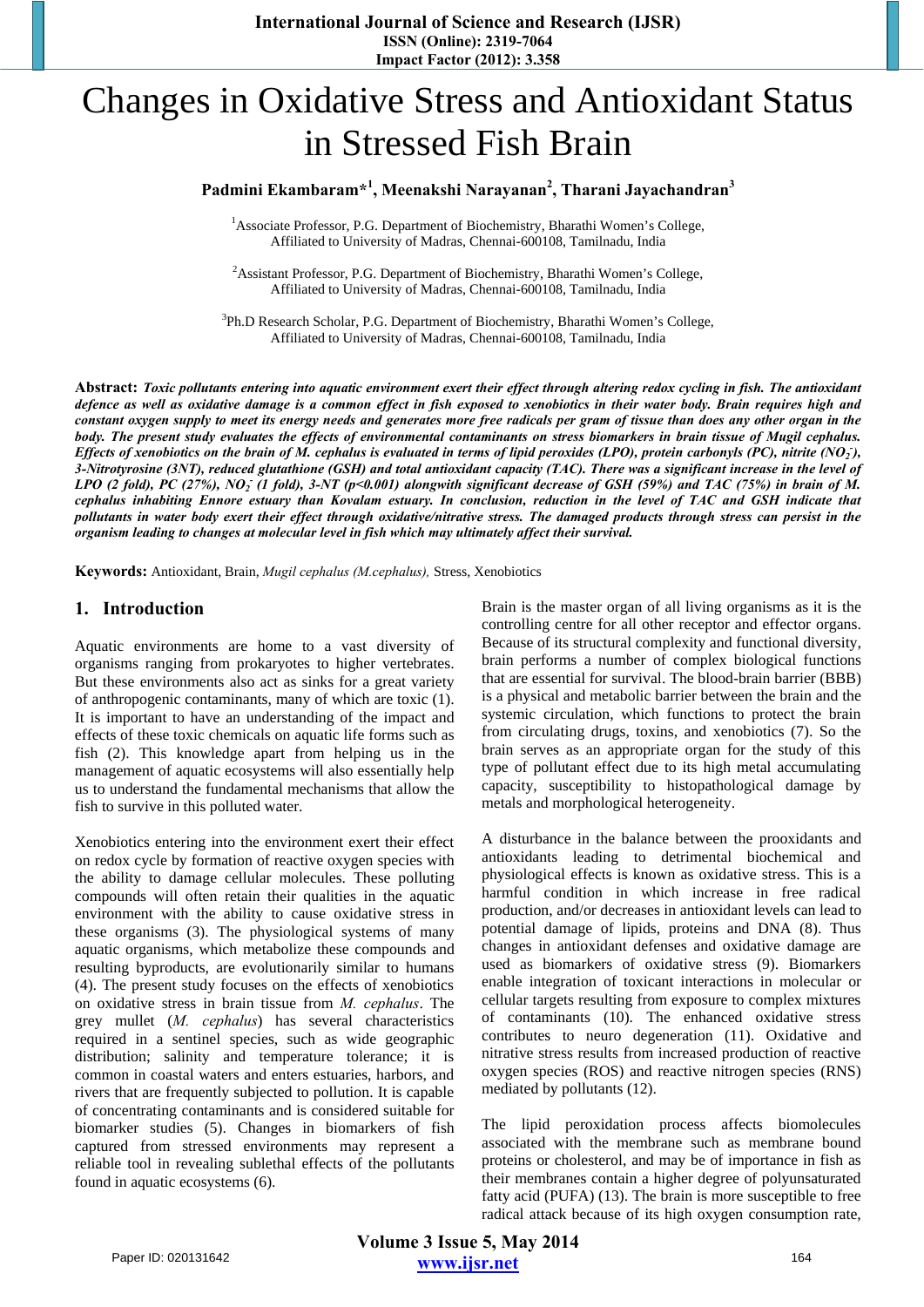# Changes in Oxidative Stress and Antioxidant Status in Stressed Fish Brain

**Padmini Ekambaram*[1], Meenakshi Narayanan[2], Tharani Jayachandran[3]**

[1]Associate Professor, P.G. Department of Biochemistry, Bharathi Women's College, Affiliated to University of Madras, Chennai-600108, Tamilnadu, India

[2]Assistant Professor, P.G. Department of Biochemistry, Bharathi Women's College, Affiliated to University of Madras, Chennai-600108, Tamilnadu, India

[3]Ph.D Research Scholar, P.G. Department of Biochemistry, Bharathi Women's College, Affiliated to University of Madras, Chennai-600108, Tamilnadu, India

**Abstract:** ***Toxic pollutants entering into aquatic environment exert their effect through altering redox cycling in fish. The antioxidant defence as well as oxidative damage is a common effect in fish exposed to xenobiotics in their water body. Brain requires high and constant oxygen supply to meet its energy needs and generates more free radicals per gram of tissue than does any other organ in the body. The present study evaluates the effects of environmental contaminants on stress biomarkers in brain tissue of Mugil cephalus. Effects of xenobiotics on the brain of M. cephalus is evaluated in terms of lipid peroxides (LPO), protein carbonyls (PC), nitrite ($NO_2^-$), 3-Nitrotyrosine (3NT), reduced glutathione (GSH) and total antioxidant capacity (TAC). There was a significant increase in the level of LPO (2 fold), PC (27%), $NO_2^-$ (1 fold), 3-NT ($p<0.001$) alongwith significant decrease of GSH (59%) and TAC (75%) in brain of M. cephalus inhabiting Ennore estuary than Kovalam estuary. In conclusion, reduction in the level of TAC and GSH indicate that pollutants in water body exert their effect through oxidative/nitrative stress. The damaged products through stress can persist in the organism leading to changes at molecular level in fish which may ultimately affect their survival.***

**Keywords:** Antioxidant, Brain, *Mugil cephalus (M.cephalus),* Stress, Xenobiotics

## 1. Introduction

Aquatic environments are home to a vast diversity of organisms ranging from prokaryotes to higher vertebrates. But these environments also act as sinks for a great variety of anthropogenic contaminants, many of which are toxic (1). It is important to have an understanding of the impact and effects of these toxic chemicals on aquatic life forms such as fish (2). This knowledge apart from helping us in the management of aquatic ecosystems will also essentially help us to understand the fundamental mechanisms that allow the fish to survive in this polluted water.

Xenobiotics entering into the environment exert their effect on redox cycle by formation of reactive oxygen species with the ability to damage cellular molecules. These polluting compounds will often retain their qualities in the aquatic environment with the ability to cause oxidative stress in these organisms (3). The physiological systems of many aquatic organisms, which metabolize these compounds and resulting byproducts, are evolutionarily similar to humans (4). The present study focuses on the effects of xenobiotics on oxidative stress in brain tissue from *M. cephalus*. The grey mullet (*M. cephalus*) has several characteristics required in a sentinel species, such as wide geographic distribution; salinity and temperature tolerance; it is common in coastal waters and enters estuaries, harbors, and rivers that are frequently subjected to pollution. It is capable of concentrating contaminants and is considered suitable for biomarker studies (5). Changes in biomarkers of fish captured from stressed environments may represent a reliable tool in revealing sublethal effects of the pollutants found in aquatic ecosystems (6).

Brain is the master organ of all living organisms as it is the controlling centre for all other receptor and effector organs. Because of its structural complexity and functional diversity, brain performs a number of complex biological functions that are essential for survival. The blood-brain barrier (BBB) is a physical and metabolic barrier between the brain and the systemic circulation, which functions to protect the brain from circulating drugs, toxins, and xenobiotics (7). So the brain serves as an appropriate organ for the study of this type of pollutant effect due to its high metal accumulating capacity, susceptibility to histopathological damage by metals and morphological heterogeneity.

A disturbance in the balance between the prooxidants and antioxidants leading to detrimental biochemical and physiological effects is known as oxidative stress. This is a harmful condition in which increase in free radical production, and/or decreases in antioxidant levels can lead to potential damage of lipids, proteins and DNA (8). Thus changes in antioxidant defenses and oxidative damage are used as biomarkers of oxidative stress (9). Biomarkers enable integration of toxicant interactions in molecular or cellular targets resulting from exposure to complex mixtures of contaminants (10). The enhanced oxidative stress contributes to neuro degeneration (11). Oxidative and nitrative stress results from increased production of reactive oxygen species (ROS) and reactive nitrogen species (RNS) mediated by pollutants (12).

The lipid peroxidation process affects biomolecules associated with the membrane such as membrane bound proteins or cholesterol, and may be of importance in fish as their membranes contain a higher degree of polyunsaturated fatty acid (PUFA) (13). The brain is more susceptible to free radical attack because of its high oxygen consumption rate,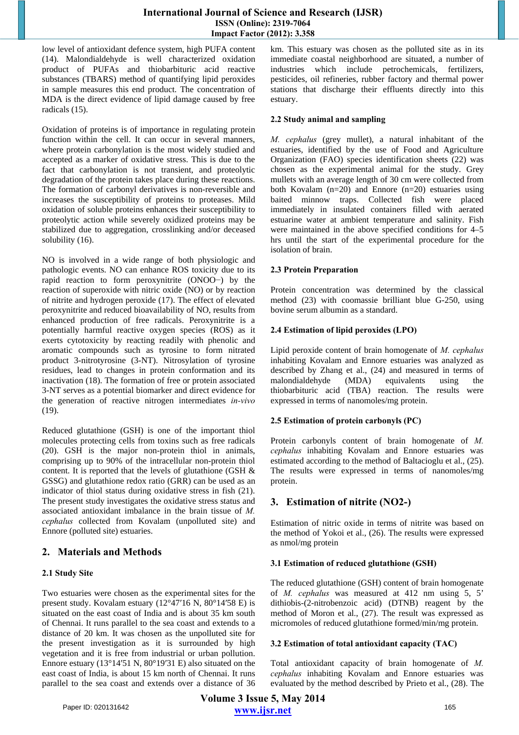low level of antioxidant defence system, high PUFA content (14). Malondialdehyde is well characterized oxidation product of PUFAs and thiobarbituric acid reactive substances (TBARS) method of quantifying lipid peroxides in sample measures this end product. The concentration of MDA is the direct evidence of lipid damage caused by free radicals (15).

Oxidation of proteins is of importance in regulating protein function within the cell. It can occur in several manners, where protein carbonylation is the most widely studied and accepted as a marker of oxidative stress. This is due to the fact that carbonylation is not transient, and proteolytic degradation of the protein takes place during these reactions. The formation of carbonyl derivatives is non-reversible and increases the susceptibility of proteins to proteases. Mild oxidation of soluble proteins enhances their susceptibility to proteolytic action while severely oxidized proteins may be stabilized due to aggregation, crosslinking and/or deceased solubility (16).

NO is involved in a wide range of both physiologic and pathologic events. NO can enhance ROS toxicity due to its rapid reaction to form peroxynitrite ($ONOO^-$) by the reaction of superoxide with nitric oxide (NO) or by reaction of nitrite and hydrogen peroxide (17). The effect of elevated peroxynitrite and reduced bioavailability of NO, results from enhanced production of free radicals. Peroxynitrite is a potentially harmful reactive oxygen species (ROS) as it exerts cytotoxicity by reacting readily with phenolic and aromatic compounds such as tyrosine to form nitrated product 3-nitrotyrosine (3-NT). Nitrosylation of tyrosine residues, lead to changes in protein conformation and its inactivation (18). The formation of free or protein associated 3-NT serves as a potential biomarker and direct evidence for the generation of reactive nitrogen intermediates *in-vivo* (19).

Reduced glutathione (GSH) is one of the important thiol molecules protecting cells from toxins such as free radicals (20). GSH is the major non-protein thiol in animals, comprising up to 90% of the intracellular non-protein thiol content. It is reported that the levels of glutathione (GSH & GSSG) and glutathione redox ratio (GRR) can be used as an indicator of thiol status during oxidative stress in fish (21). The present study investigates the oxidative stress status and associated antioxidant imbalance in the brain tissue of *M. cephalus* collected from Kovalam (unpolluted site) and Ennore (polluted site) estuaries.

## 2. Materials and Methods

### 2.1 Study Site

Two estuaries were chosen as the experimental sites for the present study. Kovalam estuary (12°47′16 N, 80°14′58 E) is situated on the east coast of India and is about 35 km south of Chennai. It runs parallel to the sea coast and extends to a distance of 20 km. It was chosen as the unpolluted site for the present investigation as it is surrounded by high vegetation and it is free from industrial or urban pollution. Ennore estuary (13°14′51 N, 80°19′31 E) also situated on the east coast of India, is about 15 km north of Chennai. It runs parallel to the sea coast and extends over a distance of 36 km. This estuary was chosen as the polluted site as in its immediate coastal neighborhood are situated, a number of industries which include petrochemicals, fertilizers, pesticides, oil refineries, rubber factory and thermal power stations that discharge their effluents directly into this estuary.

### 2.2 Study animal and sampling

*M. cephalus* (grey mullet), a natural inhabitant of the estuaries, identified by the use of Food and Agriculture Organization (FAO) species identification sheets (22) was chosen as the experimental animal for the study. Grey mullets with an average length of 30 cm were collected from both Kovalam (n=20) and Ennore (n=20) estuaries using baited minnow traps. Collected fish were placed immediately in insulated containers filled with aerated estuarine water at ambient temperature and salinity. Fish were maintained in the above specified conditions for 4–5 hrs until the start of the experimental procedure for the isolation of brain.

### 2.3 Protein Preparation

Protein concentration was determined by the classical method (23) with coomassie brilliant blue G-250, using bovine serum albumin as a standard.

### 2.4 Estimation of lipid peroxides (LPO)

Lipid peroxide content of brain homogenate of *M. cephalus* inhabiting Kovalam and Ennore estuaries was analyzed as described by Zhang et al., (24) and measured in terms of malondialdehyde (MDA) equivalents using the thiobarbituric acid (TBA) reaction. The results were expressed in terms of nanomoles/mg protein.

### 2.5 Estimation of protein carbonyls (PC)

Protein carbonyls content of brain homogenate of *M. cephalus* inhabiting Kovalam and Ennore estuaries was estimated according to the method of Baltacioglu et al., (25). The results were expressed in terms of nanomoles/mg protein.

## 3. Estimation of nitrite ($NO_2$-)

Estimation of nitric oxide in terms of nitrite was based on the method of Yokoi et al., (26). The results were expressed as nmol/mg protein

### 3.1 Estimation of reduced glutathione (GSH)

The reduced glutathione (GSH) content of brain homogenate of *M. cephalus* was measured at 412 nm using 5, 5' dithiobis-(2-nitrobenzoic acid) (DTNB) reagent by the method of Moron et al., (27). The result was expressed as micromoles of reduced glutathione formed/min/mg protein.

### 3.2 Estimation of total antioxidant capacity (TAC)

Total antioxidant capacity of brain homogenate of *M. cephalus* inhabiting Kovalam and Ennore estuaries was evaluated by the method described by Prieto et al., (28). The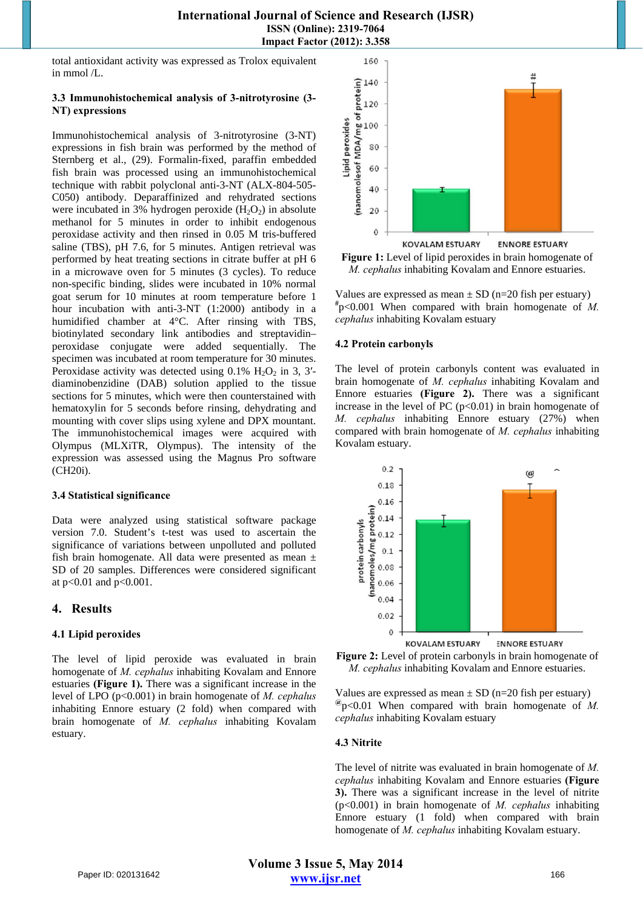total antioxidant activity was expressed as Trolox equivalent in mmol /L.

### 3.3 Immunohistochemical analysis of 3-nitrotyrosine (3-NT) expressions

Immunohistochemical analysis of 3-nitrotyrosine (3-NT) expressions in fish brain was performed by the method of Sternberg et al., (29). Formalin-fixed, paraffin embedded fish brain was processed using an immunohistochemical technique with rabbit polyclonal anti-3-NT (ALX-804-505-C050) antibody. Deparaffinized and rehydrated sections were incubated in 3% hydrogen peroxide ($H_2O_2$) in absolute methanol for 5 minutes in order to inhibit endogenous peroxidase activity and then rinsed in 0.05 M tris-buffered saline (TBS), pH 7.6, for 5 minutes. Antigen retrieval was performed by heat treating sections in citrate buffer at pH 6 in a microwave oven for 5 minutes (3 cycles). To reduce non-specific binding, slides were incubated in 10% normal goat serum for 10 minutes at room temperature before 1 hour incubation with anti-3-NT (1:2000) antibody in a humidified chamber at 4°C. After rinsing with TBS, biotinylated secondary link antibodies and streptavidin–peroxidase conjugate were added sequentially. The specimen was incubated at room temperature for 30 minutes. Peroxidase activity was detected using 0.1% $H_2O_2$ in 3, 3′-diaminobenzidine (DAB) solution applied to the tissue sections for 5 minutes, which were then counterstained with hematoxylin for 5 seconds before rinsing, dehydrating and mounting with cover slips using xylene and DPX mountant. The immunohistochemical images were acquired with Olympus (MLXiTR, Olympus). The intensity of the expression was assessed using the Magnus Pro software (CH20i).

### 3.4 Statistical significance

Data were analyzed using statistical software package version 7.0. Student's t-test was used to ascertain the significance of variations between unpolluted and polluted fish brain homogenate. All data were presented as mean ± SD of 20 samples. Differences were considered significant at $p<0.01$ and $p<0.001$.

## 4. Results

### 4.1 Lipid peroxides

The level of lipid peroxide was evaluated in brain homogenate of *M. cephalus* inhabiting Kovalam and Ennore estuaries **(Figure 1).** There was a significant increase in the level of LPO ($p<0.001$) in brain homogenate of *M. cephalus* inhabiting Ennore estuary (2 fold) when compared with brain homogenate of *M. cephalus* inhabiting Kovalam estuary.

**Figure 1:** Level of lipid peroxides in brain homogenate of *M. cephalus* inhabiting Kovalam and Ennore estuaries.

Values are expressed as mean ± SD (n=20 fish per estuary)
[#]$p<0.001$ When compared with brain homogenate of *M. cephalus* inhabiting Kovalam estuary

### 4.2 Protein carbonyls

The level of protein carbonyls content was evaluated in brain homogenate of *M. cephalus* inhabiting Kovalam and Ennore estuaries **(Figure 2).** There was a significant increase in the level of PC ($p<0.01$) in brain homogenate of *M. cephalus* inhabiting Ennore estuary (27%) when compared with brain homogenate of *M. cephalus* inhabiting Kovalam estuary.

**Figure 2:** Level of protein carbonyls in brain homogenate of *M. cephalus* inhabiting Kovalam and Ennore estuaries.

Values are expressed as mean ± SD (n=20 fish per estuary)
[@]$p<0.01$ When compared with brain homogenate of *M. cephalus* inhabiting Kovalam estuary

### 4.3 Nitrite

The level of nitrite was evaluated in brain homogenate of *M. cephalus* inhabiting Kovalam and Ennore estuaries **(Figure 3).** There was a significant increase in the level of nitrite ($p<0.001$) in brain homogenate of *M. cephalus* inhabiting Ennore estuary (1 fold) when compared with brain homogenate of *M. cephalus* inhabiting Kovalam estuary.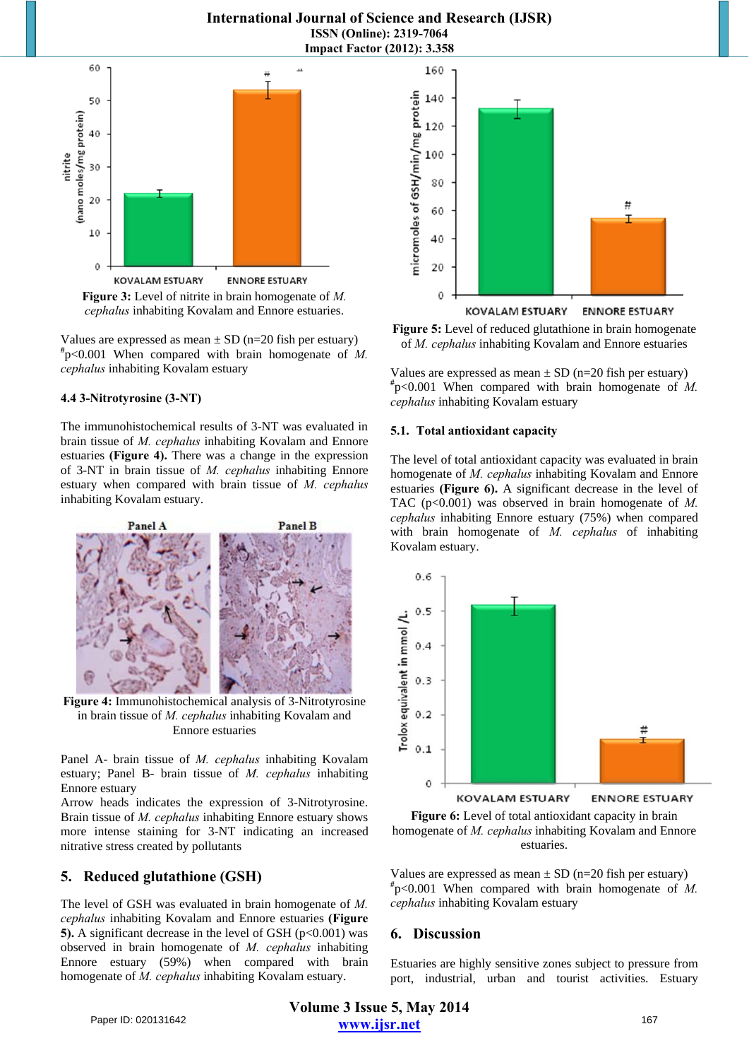**Figure 3:** Level of nitrite in brain homogenate of *M. cephalus* inhabiting Kovalam and Ennore estuaries.

Values are expressed as mean ± SD (n=20 fish per estuary)
#p<0.001 When compared with brain homogenate of *M. cephalus* inhabiting Kovalam estuary

#### 4.4 3-Nitrotyrosine (3-NT)

The immunohistochemical results of 3-NT was evaluated in brain tissue of *M. cephalus* inhabiting Kovalam and Ennore estuaries **(Figure 4).** There was a change in the expression of 3-NT in brain tissue of *M. cephalus* inhabiting Ennore estuary when compared with brain tissue of *M. cephalus* inhabiting Kovalam estuary.

**Figure 4:** Immunohistochemical analysis of 3-Nitrotyrosine in brain tissue of *M. cephalus* inhabiting Kovalam and Ennore estuaries

Panel A- brain tissue of *M. cephalus* inhabiting Kovalam estuary; Panel B- brain tissue of *M. cephalus* inhabiting Ennore estuary
Arrow heads indicates the expression of 3-Nitrotyrosine. Brain tissue of *M. cephalus* inhabiting Ennore estuary shows more intense staining for 3-NT indicating an increased nitrative stress created by pollutants

## 5. Reduced glutathione (GSH)

The level of GSH was evaluated in brain homogenate of *M. cephalus* inhabiting Kovalam and Ennore estuaries **(Figure 5).** A significant decrease in the level of GSH (p<0.001) was observed in brain homogenate of *M. cephalus* inhabiting Ennore estuary (59%) when compared with brain homogenate of *M. cephalus* inhabiting Kovalam estuary.

**Figure 5:** Level of reduced glutathione in brain homogenate of *M. cephalus* inhabiting Kovalam and Ennore estuaries

Values are expressed as mean ± SD (n=20 fish per estuary)
#p<0.001 When compared with brain homogenate of *M. cephalus* inhabiting Kovalam estuary

#### 5.1. Total antioxidant capacity

The level of total antioxidant capacity was evaluated in brain homogenate of *M. cephalus* inhabiting Kovalam and Ennore estuaries **(Figure 6).** A significant decrease in the level of TAC (p<0.001) was observed in brain homogenate of *M. cephalus* inhabiting Ennore estuary (75%) when compared with brain homogenate of *M. cephalus* of inhabiting Kovalam estuary.

**Figure 6:** Level of total antioxidant capacity in brain homogenate of *M. cephalus* inhabiting Kovalam and Ennore estuaries.

Values are expressed as mean ± SD (n=20 fish per estuary)
#p<0.001 When compared with brain homogenate of *M. cephalus* inhabiting Kovalam estuary

## 6. Discussion

Estuaries are highly sensitive zones subject to pressure from port, industrial, urban and tourist activities. Estuary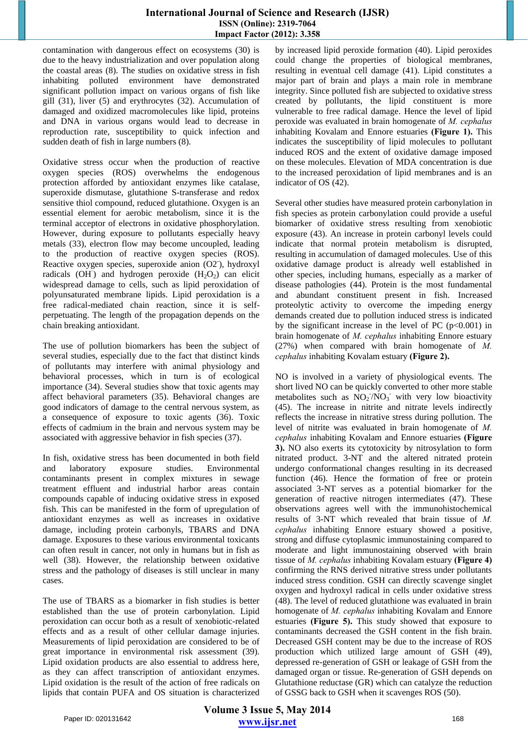contamination with dangerous effect on ecosystems (30) is due to the heavy industrialization and over population along the coastal areas (8). The studies on oxidative stress in fish inhabiting polluted environment have demonstrated significant pollution impact on various organs of fish like gill (31), liver (5) and erythrocytes (32). Accumulation of damaged and oxidized macromolecules like lipid, proteins and DNA in various organs would lead to decrease in reproduction rate, susceptibility to quick infection and sudden death of fish in large numbers (8).

Oxidative stress occur when the production of reactive oxygen species (ROS) overwhelms the endogenous protection afforded by antioxidant enzymes like catalase, superoxide dismutase, glutathione S-transferase and redox sensitive thiol compound, reduced glutathione. Oxygen is an essential element for aerobic metabolism, since it is the terminal acceptor of electrons in oxidative phosphorylation. However, during exposure to pollutants especially heavy metals (33), electron flow may become uncoupled, leading to the production of reactive oxygen species (ROS). Reactive oxygen species, superoxide anion ($O2^-$), hydroxyl radicals ($OH^-$) and hydrogen peroxide ($H_2O_2$) can elicit widespread damage to cells, such as lipid peroxidation of polyunsaturated membrane lipids. Lipid peroxidation is a free radical-mediated chain reaction, since it is self-perpetuating. The length of the propagation depends on the chain breaking antioxidant.

The use of pollution biomarkers has been the subject of several studies, especially due to the fact that distinct kinds of pollutants may interfere with animal physiology and behavioral processes, which in turn is of ecological importance (34). Several studies show that toxic agents may affect behavioral parameters (35). Behavioral changes are good indicators of damage to the central nervous system, as a consequence of exposure to toxic agents (36). Toxic effects of cadmium in the brain and nervous system may be associated with aggressive behavior in fish species (37).

In fish, oxidative stress has been documented in both field and laboratory exposure studies. Environmental contaminants present in complex mixtures in sewage treatment effluent and industrial harbor areas contain compounds capable of inducing oxidative stress in exposed fish. This can be manifested in the form of upregulation of antioxidant enzymes as well as increases in oxidative damage, including protein carbonyls, TBARS and DNA damage. Exposures to these various environmental toxicants can often result in cancer, not only in humans but in fish as well (38). However, the relationship between oxidative stress and the pathology of diseases is still unclear in many cases.

The use of TBARS as a biomarker in fish studies is better established than the use of protein carbonylation. Lipid peroxidation can occur both as a result of xenobiotic-related effects and as a result of other cellular damage injuries. Measurements of lipid peroxidation are considered to be of great importance in environmental risk assessment (39). Lipid oxidation products are also essential to address here, as they can affect transcription of antioxidant enzymes. Lipid oxidation is the result of the action of free radicals on lipids that contain PUFA and OS situation is characterized by increased lipid peroxide formation (40). Lipid peroxides could change the properties of biological membranes, resulting in eventual cell damage (41). Lipid constitutes a major part of brain and plays a main role in membrane integrity. Since polluted fish are subjected to oxidative stress created by pollutants, the lipid constituent is more vulnerable to free radical damage. Hence the level of lipid peroxide was evaluated in brain homogenate of *M. cephalus* inhabiting Kovalam and Ennore estuaries **(Figure 1).** This indicates the susceptibility of lipid molecules to pollutant induced ROS and the extent of oxidative damage imposed on these molecules. Elevation of MDA concentration is due to the increased peroxidation of lipid membranes and is an indicator of OS (42).

Several other studies have measured protein carbonylation in fish species as protein carbonylation could provide a useful biomarker of oxidative stress resulting from xenobiotic exposure (43). An increase in protein carbonyl levels could indicate that normal protein metabolism is disrupted, resulting in accumulation of damaged molecules. Use of this oxidative damage product is already well established in other species, including humans, especially as a marker of disease pathologies (44). Protein is the most fundamental and abundant constituent present in fish. Increased proteolytic activity to overcome the impeding energy demands created due to pollution induced stress is indicated by the significant increase in the level of PC ($p<0.001$) in brain homogenate of *M. cephalus* inhabiting Ennore estuary (27%) when compared with brain homogenate of *M. cephalus* inhabiting Kovalam estuary **(Figure 2).**

NO is involved in a variety of physiological events. The short lived NO can be quickly converted to other more stable metabolites such as $NO_2^-/NO_3^-$ with very low bioactivity (45). The increase in nitrite and nitrate levels indirectly reflects the increase in nitrative stress during pollution. The level of nitrite was evaluated in brain homogenate of *M. cephalus* inhabiting Kovalam and Ennore estuaries **(Figure 3).** NO also exerts its cytotoxicity by nitrosylation to form nitrated product. 3-NT and the altered nitrated protein undergo conformational changes resulting in its decreased function (46). Hence the formation of free or protein associated 3-NT serves as a potential biomarker for the generation of reactive nitrogen intermediates (47). These observations agrees well with the immunohistochemical results of 3-NT which revealed that brain tissue of *M. cephalus* inhabiting Ennore estuary showed a positive, strong and diffuse cytoplasmic immunostaining compared to moderate and light immunostaining observed with brain tissue of *M. cephalus* inhabiting Kovalam estuary **(Figure 4)** confirming the RNS derived nitrative stress under pollutants induced stress condition. GSH can directly scavenge singlet oxygen and hydroxyl radical in cells under oxidative stress (48). The level of reduced glutathione was evaluated in brain homogenate of *M. cephalus* inhabiting Kovalam and Ennore estuaries **(Figure 5).** This study showed that exposure to contaminants decreased the GSH content in the fish brain. Decreased GSH content may be due to the increase of ROS production which utilized large amount of GSH (49), depressed re-generation of GSH or leakage of GSH from the damaged organ or tissue. Re-generation of GSH depends on Glutathione reductase (GR) which can catalyze the reduction of GSSG back to GSH when it scavenges ROS (50).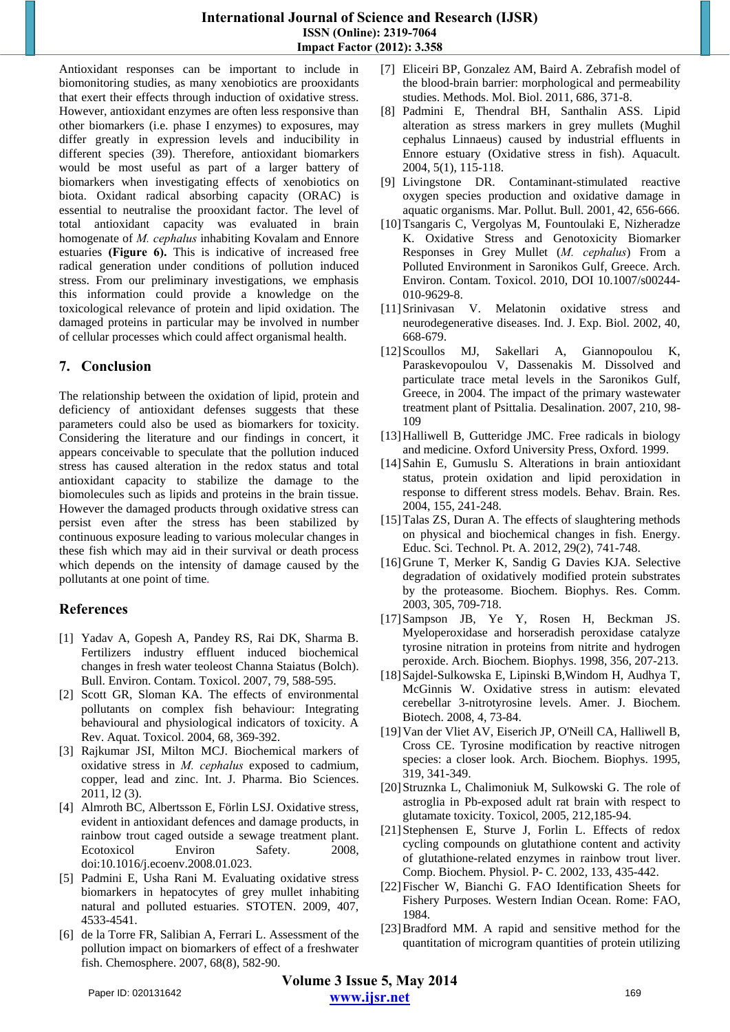Antioxidant responses can be important to include in biomonitoring studies, as many xenobiotics are prooxidants that exert their effects through induction of oxidative stress. However, antioxidant enzymes are often less responsive than other biomarkers (i.e. phase I enzymes) to exposures, may differ greatly in expression levels and inducibility in different species (39). Therefore, antioxidant biomarkers would be most useful as part of a larger battery of biomarkers when investigating effects of xenobiotics on biota. Oxidant radical absorbing capacity (ORAC) is essential to neutralise the prooxidant factor. The level of total antioxidant capacity was evaluated in brain homogenate of *M. cephalus* inhabiting Kovalam and Ennore estuaries **(Figure 6).** This is indicative of increased free radical generation under conditions of pollution induced stress. From our preliminary investigations, we emphasis this information could provide a knowledge on the toxicological relevance of protein and lipid oxidation. The damaged proteins in particular may be involved in number of cellular processes which could affect organismal health.

## 7. Conclusion

The relationship between the oxidation of lipid, protein and deficiency of antioxidant defenses suggests that these parameters could also be used as biomarkers for toxicity. Considering the literature and our findings in concert, it appears conceivable to speculate that the pollution induced stress has caused alteration in the redox status and total antioxidant capacity to stabilize the damage to the biomolecules such as lipids and proteins in the brain tissue. However the damaged products through oxidative stress can persist even after the stress has been stabilized by continuous exposure leading to various molecular changes in these fish which may aid in their survival or death process which depends on the intensity of damage caused by the pollutants at one point of time.

## References

[1] Yadav A, Gopesh A, Pandey RS, Rai DK, Sharma B. Fertilizers industry effluent induced biochemical changes in fresh water teleoest Channa Staiatus (Bolch). Bull. Environ. Contam. Toxicol. 2007, 79, 588-595.

[2] Scott GR, Sloman KA. The effects of environmental pollutants on complex fish behaviour: Integrating behavioural and physiological indicators of toxicity. A Rev. Aquat. Toxicol. 2004, 68, 369-392.

[3] Rajkumar JSI, Milton MCJ. Biochemical markers of oxidative stress in *M. cephalus* exposed to cadmium, copper, lead and zinc. Int. J. Pharma. Bio Sciences. 2011, l2 (3).

[4] Almroth BC, Albertsson E, Förlin LSJ. Oxidative stress, evident in antioxidant defences and damage products, in rainbow trout caged outside a sewage treatment plant. Ecotoxicol Environ Safety. 2008, doi:10.1016/j.ecoenv.2008.01.023.

[5] Padmini E, Usha Rani M. Evaluating oxidative stress biomarkers in hepatocytes of grey mullet inhabiting natural and polluted estuaries. STOTEN. 2009, 407, 4533-4541.

[6] de la Torre FR, Salibian A, Ferrari L. Assessment of the pollution impact on biomarkers of effect of a freshwater fish. Chemosphere. 2007, 68(8), 582-90.

[7] Eliceiri BP, Gonzalez AM, Baird A. Zebrafish model of the blood-brain barrier: morphological and permeability studies. Methods. Mol. Biol. 2011, 686, 371-8.

[8] Padmini E, Thendral BH, Santhalin ASS. Lipid alteration as stress markers in grey mullets (Mughil cephalus Linnaeus) caused by industrial effluents in Ennore estuary (Oxidative stress in fish). Aquacult. 2004, 5(1), 115-118.

[9] Livingstone DR. Contaminant-stimulated reactive oxygen species production and oxidative damage in aquatic organisms. Mar. Pollut. Bull. 2001, 42, 656-666.

[10] Tsangaris C, Vergolyas M, Fountoulaki E, Nizheradze K. Oxidative Stress and Genotoxicity Biomarker Responses in Grey Mullet (*M. cephalus*) From a Polluted Environment in Saronikos Gulf, Greece. Arch. Environ. Contam. Toxicol. 2010, DOI 10.1007/s00244-010-9629-8.

[11] Srinivasan V. Melatonin oxidative stress and neurodegenerative diseases. Ind. J. Exp. Biol. 2002, 40, 668-679.

[12] Scoullos MJ, Sakellari A, Giannopoulou K, Paraskevopoulou V, Dassenakis M. Dissolved and particulate trace metal levels in the Saronikos Gulf, Greece, in 2004. The impact of the primary wastewater treatment plant of Psittalia. Desalination. 2007, 210, 98-109

[13] Halliwell B, Gutteridge JMC. Free radicals in biology and medicine. Oxford University Press, Oxford. 1999.

[14] Sahin E, Gumuslu S. Alterations in brain antioxidant status, protein oxidation and lipid peroxidation in response to different stress models. Behav. Brain. Res. 2004, 155, 241-248.

[15] Talas ZS, Duran A. The effects of slaughtering methods on physical and biochemical changes in fish. Energy. Educ. Sci. Technol. Pt. A. 2012, 29(2), 741-748.

[16] Grune T, Merker K, Sandig G Davies KJA. Selective degradation of oxidatively modified protein substrates by the proteasome. Biochem. Biophys. Res. Comm. 2003, 305, 709-718.

[17] Sampson JB, Ye Y, Rosen H, Beckman JS. Myeloperoxidase and horseradish peroxidase catalyze tyrosine nitration in proteins from nitrite and hydrogen peroxide. Arch. Biochem. Biophys. 1998, 356, 207-213.

[18] Sajdel-Sulkowska E, Lipinski B,Windom H, Audhya T, McGinnis W. Oxidative stress in autism: elevated cerebellar 3-nitrotyrosine levels. Amer. J. Biochem. Biotech. 2008, 4, 73-84.

[19] Van der Vliet AV, Eiserich JP, O'Neill CA, Halliwell B, Cross CE. Tyrosine modification by reactive nitrogen species: a closer look. Arch. Biochem. Biophys. 1995, 319, 341-349.

[20] Struznka L, Chalimoniuk M, Sulkowski G. The role of astroglia in Pb-exposed adult rat brain with respect to glutamate toxicity. Toxicol, 2005, 212,185-94.

[21] Stephensen E, Sturve J, Forlin L. Effects of redox cycling compounds on glutathione content and activity of glutathione-related enzymes in rainbow trout liver. Comp. Biochem. Physiol. P- C. 2002, 133, 435-442.

[22] Fischer W, Bianchi G. FAO Identification Sheets for Fishery Purposes. Western Indian Ocean. Rome: FAO, 1984.

[23] Bradford MM. A rapid and sensitive method for the quantitation of microgram quantities of protein utilizing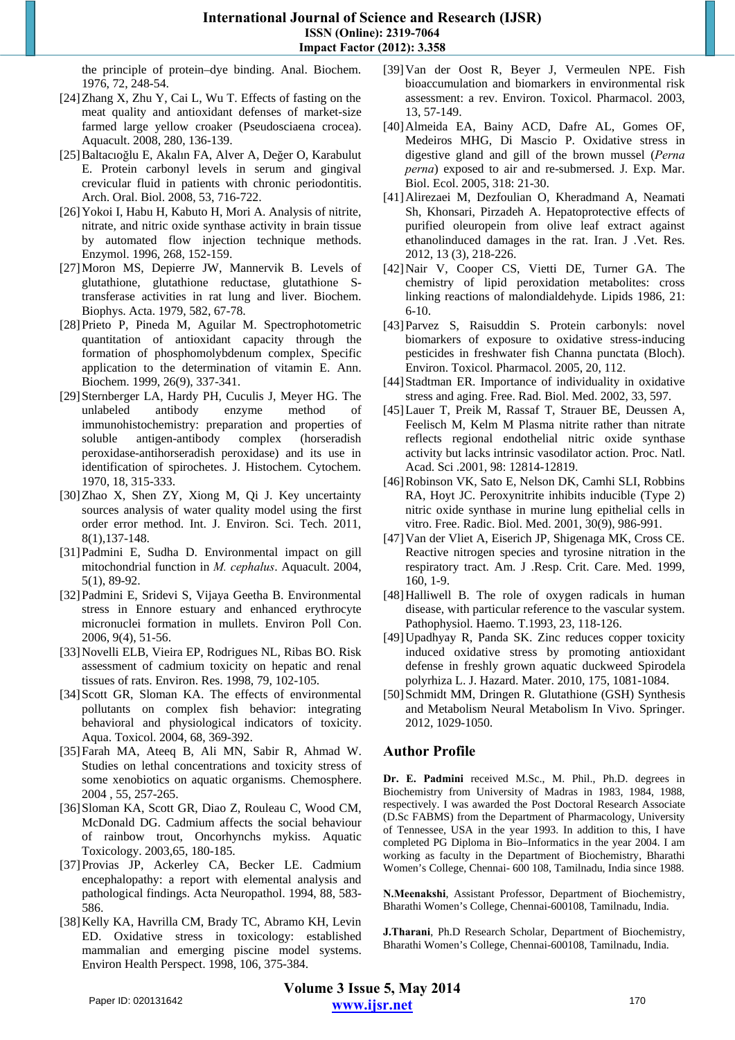the principle of protein–dye binding. Anal. Biochem. 1976, 72, 248-54.

[24] Zhang X, Zhu Y, Cai L, Wu T. Effects of fasting on the meat quality and antioxidant defenses of market-size farmed large yellow croaker (Pseudosciaena crocea). Aquacult. 2008, 280, 136-139.

[25] Baltacıoğlu E, Akalın FA, Alver A, Değer O, Karabulut E. Protein carbonyl levels in serum and gingival crevicular fluid in patients with chronic periodontitis. Arch. Oral. Biol. 2008, 53, 716-722.

[26] Yokoi I, Habu H, Kabuto H, Mori A. Analysis of nitrite, nitrate, and nitric oxide synthase activity in brain tissue by automated flow injection technique methods. Enzymol. 1996, 268, 152-159.

[27] Moron MS, Depierre JW, Mannervik B. Levels of glutathione, glutathione reductase, glutathione S-transferase activities in rat lung and liver. Biochem. Biophys. Acta. 1979, 582, 67-78.

[28] Prieto P, Pineda M, Aguilar M. Spectrophotometric quantitation of antioxidant capacity through the formation of phosphomolybdenum complex, Specific application to the determination of vitamin E. Ann. Biochem. 1999, 26(9), 337-341.

[29] Sternberger LA, Hardy PH, Cuculis J, Meyer HG. The unlabeled antibody enzyme method of immunohistochemistry: preparation and properties of soluble antigen-antibody complex (horseradish peroxidase-antihorseradish peroxidase) and its use in identification of spirochetes. J. Histochem. Cytochem. 1970, 18, 315-333.

[30] Zhao X, Shen ZY, Xiong M, Qi J. Key uncertainty sources analysis of water quality model using the first order error method. Int. J. Environ. Sci. Tech. 2011, 8(1),137-148.

[31] Padmini E, Sudha D. Environmental impact on gill mitochondrial function in *M. cephalus*. Aquacult. 2004, 5(1), 89-92.

[32] Padmini E, Sridevi S, Vijaya Geetha B. Environmental stress in Ennore estuary and enhanced erythrocyte micronuclei formation in mullets. Environ Poll Con. 2006, 9(4), 51-56.

[33] Novelli ELB, Vieira EP, Rodrigues NL, Ribas BO. Risk assessment of cadmium toxicity on hepatic and renal tissues of rats. Environ. Res. 1998, 79, 102-105.

[34] Scott GR, Sloman KA. The effects of environmental pollutants on complex fish behavior: integrating behavioral and physiological indicators of toxicity. Aqua. Toxicol. 2004, 68, 369-392.

[35] Farah MA, Ateeq B, Ali MN, Sabir R, Ahmad W. Studies on lethal concentrations and toxicity stress of some xenobiotics on aquatic organisms. Chemosphere. 2004 , 55, 257-265.

[36] Sloman KA, Scott GR, Diao Z, Rouleau C, Wood CM, McDonald DG. Cadmium affects the social behaviour of rainbow trout, Oncorhynchs mykiss. Aquatic Toxicology. 2003,65, 180-185.

[37] Provias JP, Ackerley CA, Becker LE. Cadmium encephalopathy: a report with elemental analysis and pathological findings. Acta Neuropathol. 1994, 88, 583-586.

[38] Kelly KA, Havrilla CM, Brady TC, Abramo KH, Levin ED. Oxidative stress in toxicology: established mammalian and emerging piscine model systems. Environ Health Perspect. 1998, 106, 375-384.

[39] Van der Oost R, Beyer J, Vermeulen NPE. Fish bioaccumulation and biomarkers in environmental risk assessment: a rev. Environ. Toxicol. Pharmacol. 2003, 13, 57-149.

[40] Almeida EA, Bainy ACD, Dafre AL, Gomes OF, Medeiros MHG, Di Mascio P. Oxidative stress in digestive gland and gill of the brown mussel (*Perna perna*) exposed to air and re-submersed. J. Exp. Mar. Biol. Ecol. 2005, 318: 21-30.

[41] Alirezaei M, Dezfoulian O, Kheradmand A, Neamati Sh, Khonsari, Pirzadeh A. Hepatoprotective effects of purified oleuropein from olive leaf extract against ethanolinduced damages in the rat. Iran. J .Vet. Res. 2012, 13 (3), 218-226.

[42] Nair V, Cooper CS, Vietti DE, Turner GA. The chemistry of lipid peroxidation metabolites: cross linking reactions of malondialdehyde. Lipids 1986, 21: 6-10.

[43] Parvez S, Raisuddin S. Protein carbonyls: novel biomarkers of exposure to oxidative stress-inducing pesticides in freshwater fish Channa punctata (Bloch). Environ. Toxicol. Pharmacol. 2005, 20, 112.

[44] Stadtman ER. Importance of individuality in oxidative stress and aging. Free. Rad. Biol. Med. 2002, 33, 597.

[45] Lauer T, Preik M, Rassaf T, Strauer BE, Deussen A, Feelisch M, Kelm M Plasma nitrite rather than nitrate reflects regional endothelial nitric oxide synthase activity but lacks intrinsic vasodilator action. Proc. Natl. Acad. Sci .2001, 98: 12814-12819.

[46] Robinson VK, Sato E, Nelson DK, Camhi SLI, Robbins RA, Hoyt JC. Peroxynitrite inhibits inducible (Type 2) nitric oxide synthase in murine lung epithelial cells in vitro. Free. Radic. Biol. Med. 2001, 30(9), 986-991.

[47] Van der Vliet A, Eiserich JP, Shigenaga MK, Cross CE. Reactive nitrogen species and tyrosine nitration in the respiratory tract. Am. J .Resp. Crit. Care. Med. 1999, 160, 1-9.

[48] Halliwell B. The role of oxygen radicals in human disease, with particular reference to the vascular system. Pathophysiol. Haemo. T.1993, 23, 118-126.

[49] Upadhyay R, Panda SK. Zinc reduces copper toxicity induced oxidative stress by promoting antioxidant defense in freshly grown aquatic duckweed Spirodela polyrhiza L. J. Hazard. Mater. 2010, 175, 1081-1084.

[50] Schmidt MM, Dringen R. Glutathione (GSH) Synthesis and Metabolism Neural Metabolism In Vivo. Springer. 2012, 1029-1050.

## Author Profile

**Dr. E. Padmini** received M.Sc., M. Phil., Ph.D. degrees in Biochemistry from University of Madras in 1983, 1984, 1988, respectively. I was awarded the Post Doctoral Research Associate (D.Sc FABMS) from the Department of Pharmacology, University of Tennessee, USA in the year 1993. In addition to this, I have completed PG Diploma in Bio–Informatics in the year 2004. I am working as faculty in the Department of Biochemistry, Bharathi Women's College, Chennai- 600 108, Tamilnadu, India since 1988.

**N.Meenakshi**, Assistant Professor, Department of Biochemistry, Bharathi Women's College, Chennai-600108, Tamilnadu, India.

**J.Tharani**, Ph.D Research Scholar, Department of Biochemistry, Bharathi Women's College, Chennai-600108, Tamilnadu, India.